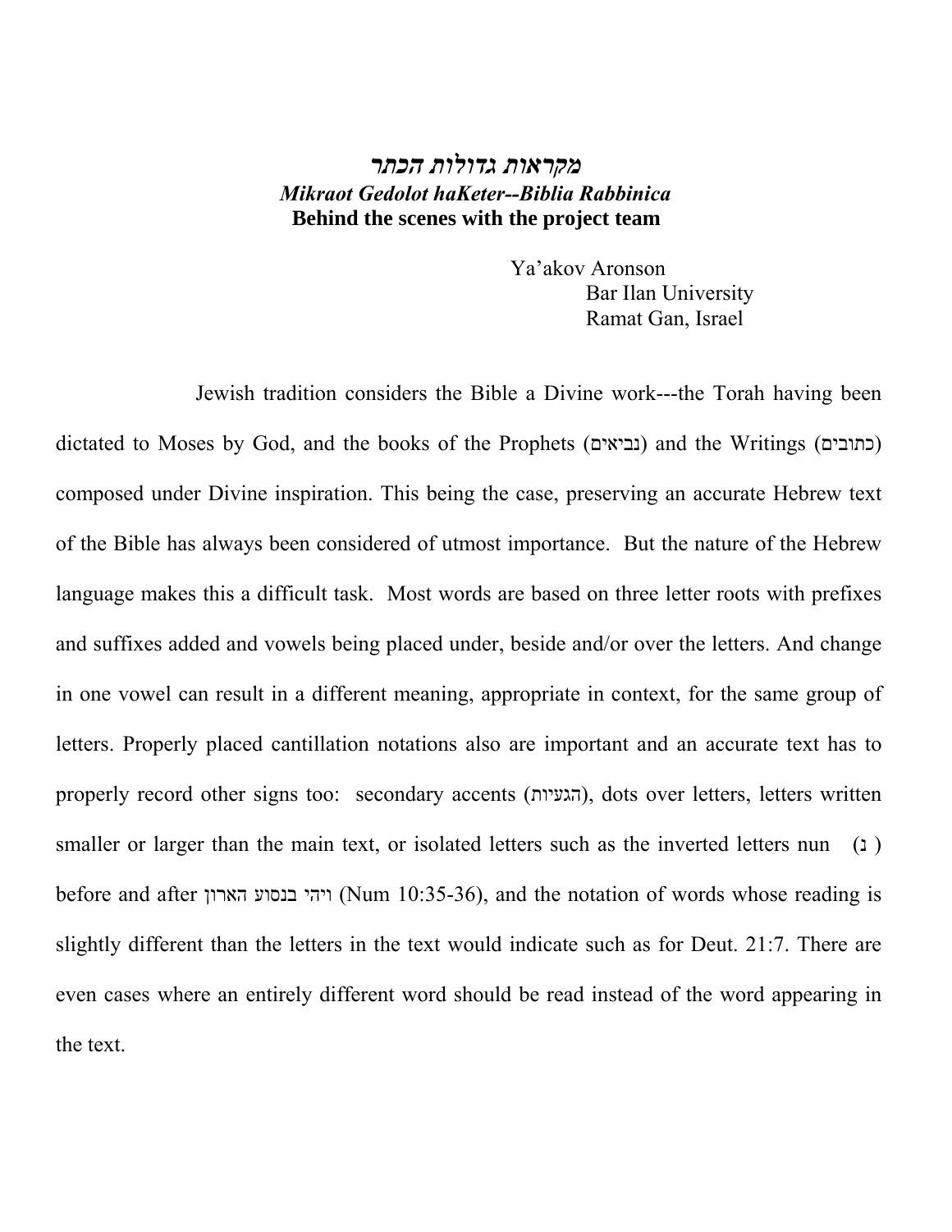# *מקראות גדולות הכתר*

## ***Mikraot Gedolot haKeter--Biblia Rabbinica***

**Behind the scenes with the project team**

Ya'akov Aronson
Bar Ilan University
Ramat Gan, Israel

Jewish tradition considers the Bible a Divine work---the Torah having been dictated to Moses by God, and the books of the Prophets (נביאים) and the Writings (כתובים) composed under Divine inspiration. This being the case, preserving an accurate Hebrew text of the Bible has always been considered of utmost importance. But the nature of the Hebrew language makes this a difficult task. Most words are based on three letter roots with prefixes and suffixes added and vowels being placed under, beside and/or over the letters. And change in one vowel can result in a different meaning, appropriate in context, for the same group of letters. Properly placed cantillation notations also are important and an accurate text has to properly record other signs too: secondary accents (הגעיות), dots over letters, letters written smaller or larger than the main text, or isolated letters such as the inverted letters nun (׆) before and after ויהי בנסע הארון (Num 10:35-36), and the notation of words whose reading is slightly different than the letters in the text would indicate such as for Deut. 21:7. There are even cases where an entirely different word should be read instead of the word appearing in the text.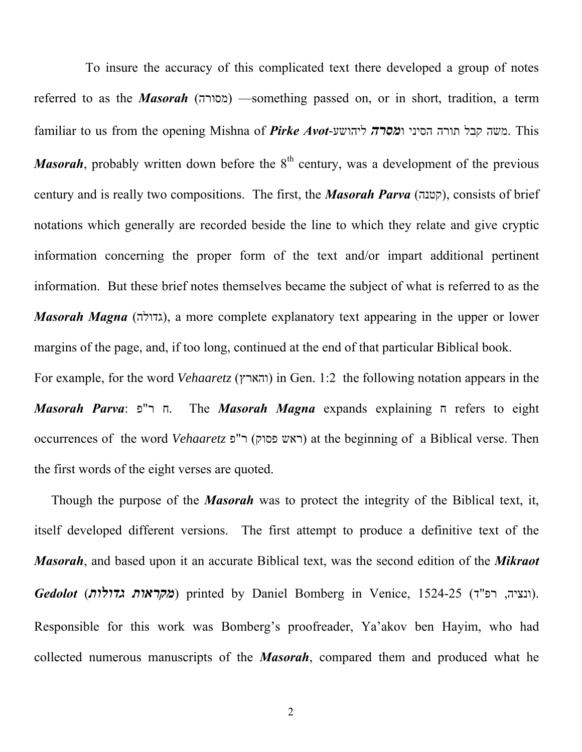To insure the accuracy of this complicated text there developed a group of notes referred to as the ***Masorah*** (מסורה) —something passed on, or in short, tradition, a term familiar to us from the opening Mishna of ***Pirke Avot***-משה קבל תורה הסיני ו***מסרה*** ליהושע. This ***Masorah***, probably written down before the 8th century, was a development of the previous century and is really two compositions. The first, the ***Masorah Parva*** (קטנה), consists of brief notations which generally are recorded beside the line to which they relate and give cryptic information concerning the proper form of the text and/or impart additional pertinent information. But these brief notes themselves became the subject of what is referred to as the ***Masorah Magna*** (גדולה), a more complete explanatory text appearing in the upper or lower margins of the page, and, if too long, continued at the end of that particular Biblical book.

For example, for the word *Vehaaretz* (והארץ) in Gen. 1:2 the following notation appears in the ***Masorah Parva***: ח ר"פ. The ***Masorah Magna*** expands explaining ח refers to eight occurrences of the word *Vehaaretz* ר"פ (ראש פסוק) at the beginning of a Biblical verse. Then the first words of the eight verses are quoted.

Though the purpose of the ***Masorah*** was to protect the integrity of the Biblical text, it, itself developed different versions. The first attempt to produce a definitive text of the ***Masorah***, and based upon it an accurate Biblical text, was the second edition of the ***Mikraot Gedolot*** (***מקראות גדולות***) printed by Daniel Bomberg in Venice, 1524-25 (ונציה, רפ"ד). Responsible for this work was Bomberg's proofreader, Ya'akov ben Hayim, who had collected numerous manuscripts of the ***Masorah***, compared them and produced what he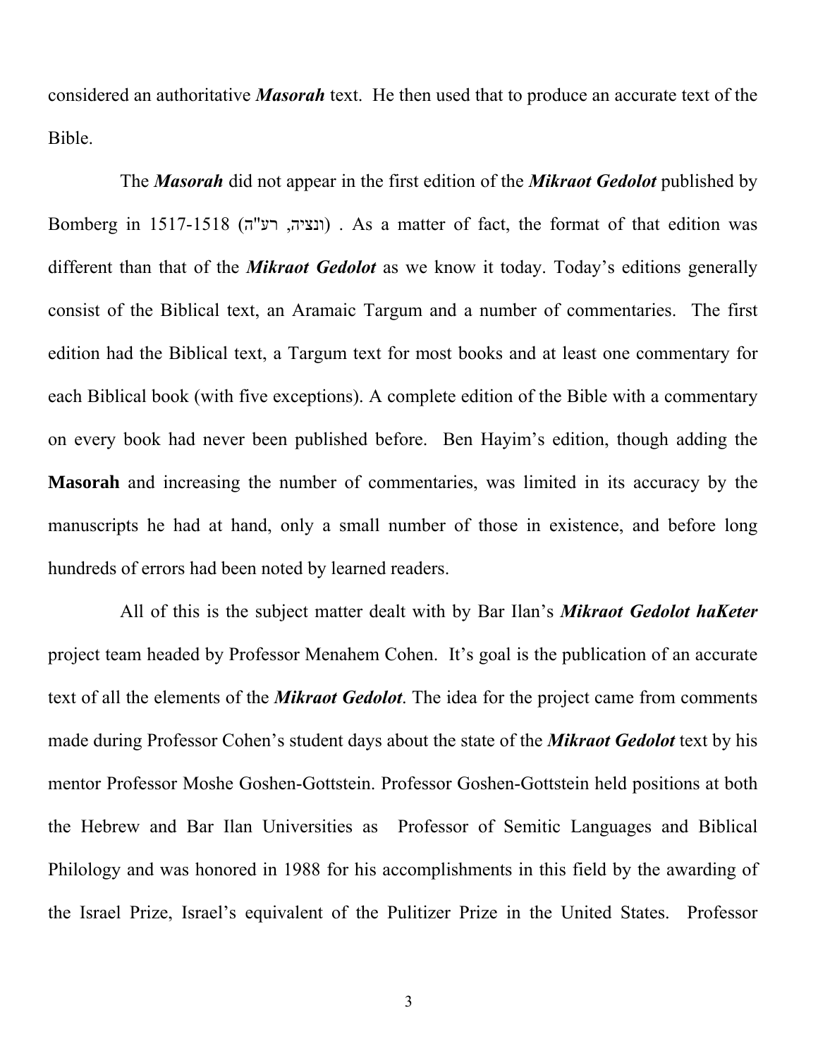considered an authoritative ***Masorah*** text. He then used that to produce an accurate text of the Bible.

The ***Masorah*** did not appear in the first edition of the ***Mikraot Gedolot*** published by Bomberg in 1517-1518 (ונציה, רע"ה) . As a matter of fact, the format of that edition was different than that of the ***Mikraot Gedolot*** as we know it today. Today's editions generally consist of the Biblical text, an Aramaic Targum and a number of commentaries. The first edition had the Biblical text, a Targum text for most books and at least one commentary for each Biblical book (with five exceptions). A complete edition of the Bible with a commentary on every book had never been published before. Ben Hayim's edition, though adding the **Masorah** and increasing the number of commentaries, was limited in its accuracy by the manuscripts he had at hand, only a small number of those in existence, and before long hundreds of errors had been noted by learned readers.

All of this is the subject matter dealt with by Bar Ilan's ***Mikraot Gedolot haKeter*** project team headed by Professor Menahem Cohen. It's goal is the publication of an accurate text of all the elements of the ***Mikraot Gedolot***. The idea for the project came from comments made during Professor Cohen's student days about the state of the ***Mikraot Gedolot*** text by his mentor Professor Moshe Goshen-Gottstein. Professor Goshen-Gottstein held positions at both the Hebrew and Bar Ilan Universities as Professor of Semitic Languages and Biblical Philology and was honored in 1988 for his accomplishments in this field by the awarding of the Israel Prize, Israel's equivalent of the Pulitizer Prize in the United States. Professor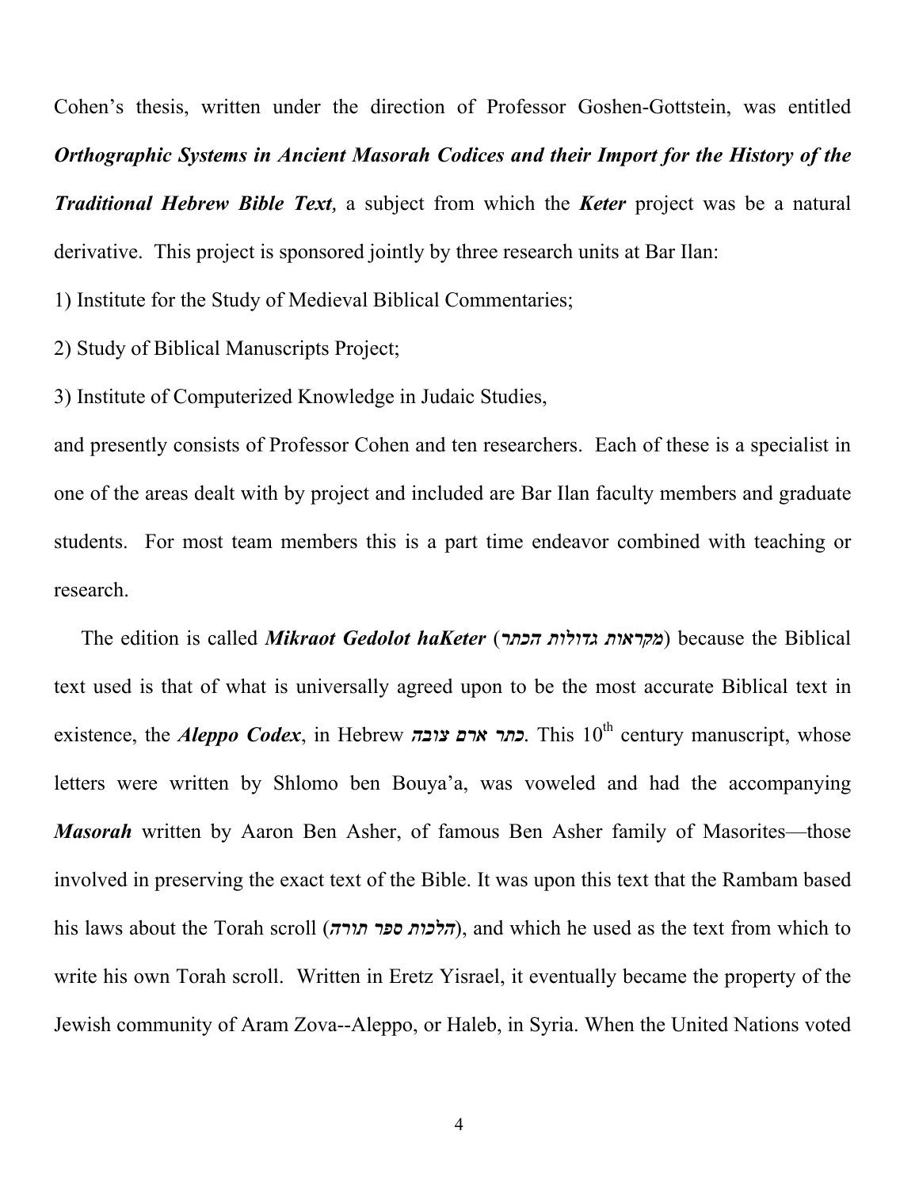Cohen's thesis, written under the direction of Professor Goshen-Gottstein, was entitled ***Orthographic Systems in Ancient Masorah Codices and their Import for the History of the Traditional Hebrew Bible Text,*** a subject from which the ***Keter*** project was be a natural derivative. This project is sponsored jointly by three research units at Bar Ilan:

1) Institute for the Study of Medieval Biblical Commentaries;

2) Study of Biblical Manuscripts Project;

3) Institute of Computerized Knowledge in Judaic Studies,

and presently consists of Professor Cohen and ten researchers. Each of these is a specialist in one of the areas dealt with by project and included are Bar Ilan faculty members and graduate students. For most team members this is a part time endeavor combined with teaching or research.

The edition is called ***Mikraot Gedolot haKeter*** (***מקראות גדולות הכתר***) because the Biblical text used is that of what is universally agreed upon to be the most accurate Biblical text in existence, the ***Aleppo Codex***, in Hebrew ***כתר ארם צובה***. This 10th century manuscript, whose letters were written by Shlomo ben Bouya'a, was voweled and had the accompanying ***Masorah*** written by Aaron Ben Asher, of famous Ben Asher family of Masorites—those involved in preserving the exact text of the Bible. It was upon this text that the Rambam based his laws about the Torah scroll (***הלכות ספר תורה***), and which he used as the text from which to write his own Torah scroll. Written in Eretz Yisrael, it eventually became the property of the Jewish community of Aram Zova--Aleppo, or Haleb, in Syria. When the United Nations voted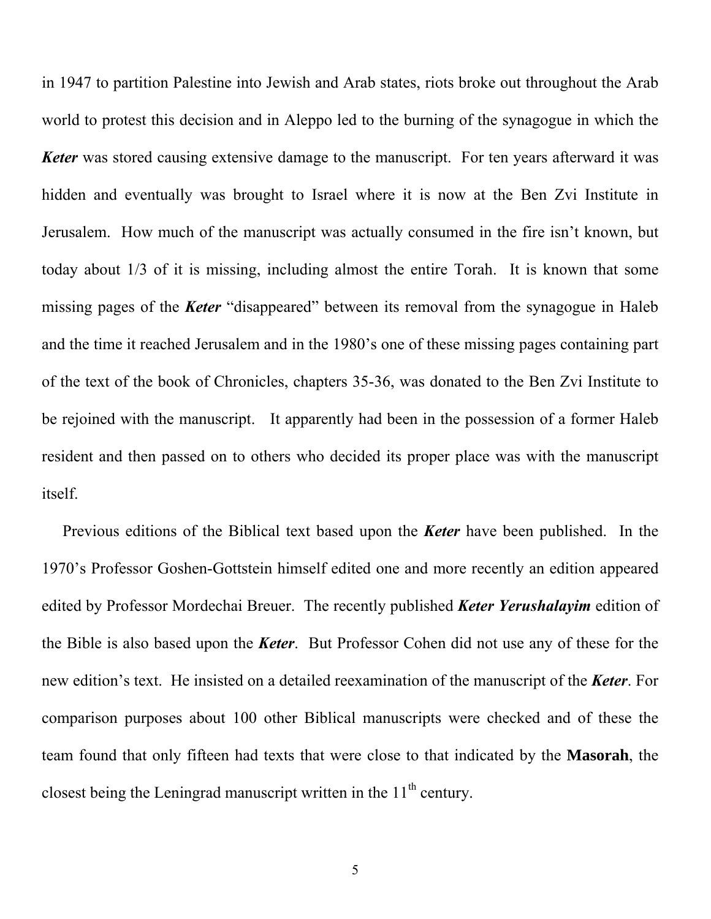in 1947 to partition Palestine into Jewish and Arab states, riots broke out throughout the Arab world to protest this decision and in Aleppo led to the burning of the synagogue in which the ***Keter*** was stored causing extensive damage to the manuscript. For ten years afterward it was hidden and eventually was brought to Israel where it is now at the Ben Zvi Institute in Jerusalem. How much of the manuscript was actually consumed in the fire isn't known, but today about 1/3 of it is missing, including almost the entire Torah. It is known that some missing pages of the ***Keter*** "disappeared" between its removal from the synagogue in Haleb and the time it reached Jerusalem and in the 1980's one of these missing pages containing part of the text of the book of Chronicles, chapters 35-36, was donated to the Ben Zvi Institute to be rejoined with the manuscript. It apparently had been in the possession of a former Haleb resident and then passed on to others who decided its proper place was with the manuscript itself.

Previous editions of the Biblical text based upon the ***Keter*** have been published. In the 1970's Professor Goshen-Gottstein himself edited one and more recently an edition appeared edited by Professor Mordechai Breuer. The recently published ***Keter Yerushalayim*** edition of the Bible is also based upon the ***Keter***. But Professor Cohen did not use any of these for the new edition's text. He insisted on a detailed reexamination of the manuscript of the ***Keter***. For comparison purposes about 100 other Biblical manuscripts were checked and of these the team found that only fifteen had texts that were close to that indicated by the **Masorah**, the closest being the Leningrad manuscript written in the 11th century.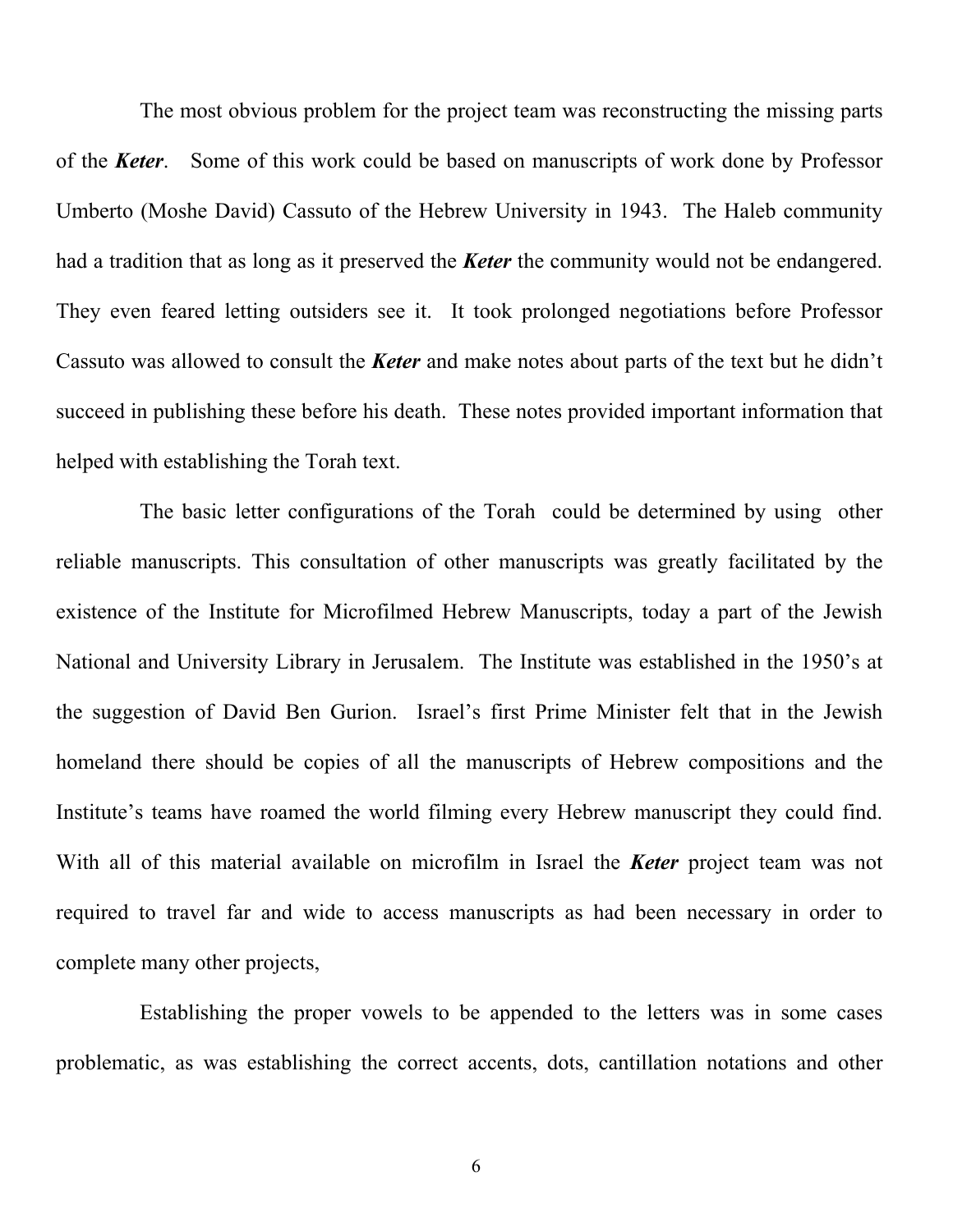The most obvious problem for the project team was reconstructing the missing parts of the ***Keter***. Some of this work could be based on manuscripts of work done by Professor Umberto (Moshe David) Cassuto of the Hebrew University in 1943. The Haleb community had a tradition that as long as it preserved the ***Keter*** the community would not be endangered. They even feared letting outsiders see it. It took prolonged negotiations before Professor Cassuto was allowed to consult the ***Keter*** and make notes about parts of the text but he didn't succeed in publishing these before his death. These notes provided important information that helped with establishing the Torah text.

The basic letter configurations of the Torah could be determined by using other reliable manuscripts. This consultation of other manuscripts was greatly facilitated by the existence of the Institute for Microfilmed Hebrew Manuscripts, today a part of the Jewish National and University Library in Jerusalem. The Institute was established in the 1950's at the suggestion of David Ben Gurion. Israel's first Prime Minister felt that in the Jewish homeland there should be copies of all the manuscripts of Hebrew compositions and the Institute's teams have roamed the world filming every Hebrew manuscript they could find. With all of this material available on microfilm in Israel the ***Keter*** project team was not required to travel far and wide to access manuscripts as had been necessary in order to complete many other projects,

Establishing the proper vowels to be appended to the letters was in some cases problematic, as was establishing the correct accents, dots, cantillation notations and other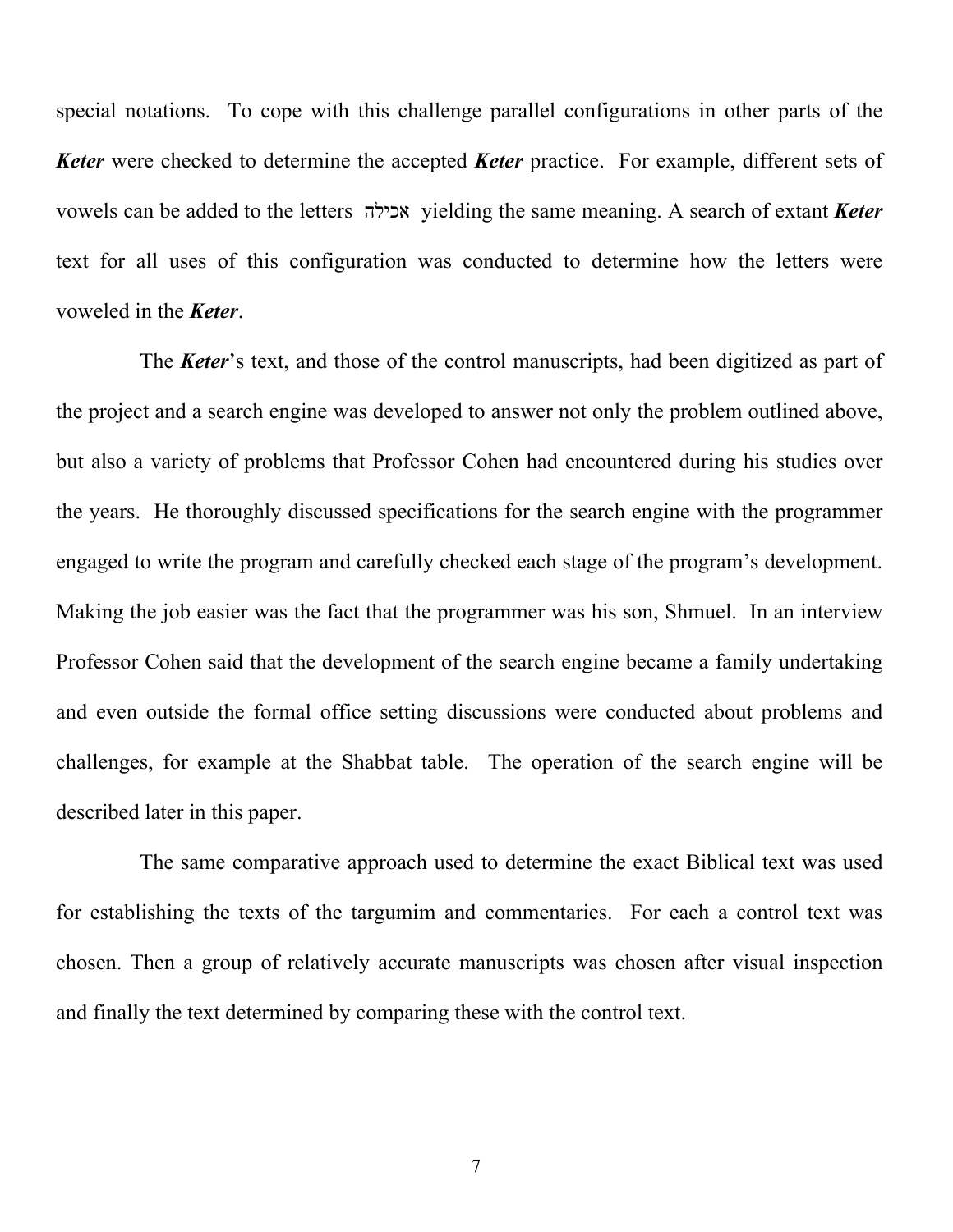special notations. To cope with this challenge parallel configurations in other parts of the ***Keter*** were checked to determine the accepted ***Keter*** practice. For example, different sets of vowels can be added to the letters אכילה yielding the same meaning. A search of extant ***Keter*** text for all uses of this configuration was conducted to determine how the letters were voweled in the ***Keter***.

The ***Keter***'s text, and those of the control manuscripts, had been digitized as part of the project and a search engine was developed to answer not only the problem outlined above, but also a variety of problems that Professor Cohen had encountered during his studies over the years. He thoroughly discussed specifications for the search engine with the programmer engaged to write the program and carefully checked each stage of the program's development. Making the job easier was the fact that the programmer was his son, Shmuel. In an interview Professor Cohen said that the development of the search engine became a family undertaking and even outside the formal office setting discussions were conducted about problems and challenges, for example at the Shabbat table. The operation of the search engine will be described later in this paper.

The same comparative approach used to determine the exact Biblical text was used for establishing the texts of the targumim and commentaries. For each a control text was chosen. Then a group of relatively accurate manuscripts was chosen after visual inspection and finally the text determined by comparing these with the control text.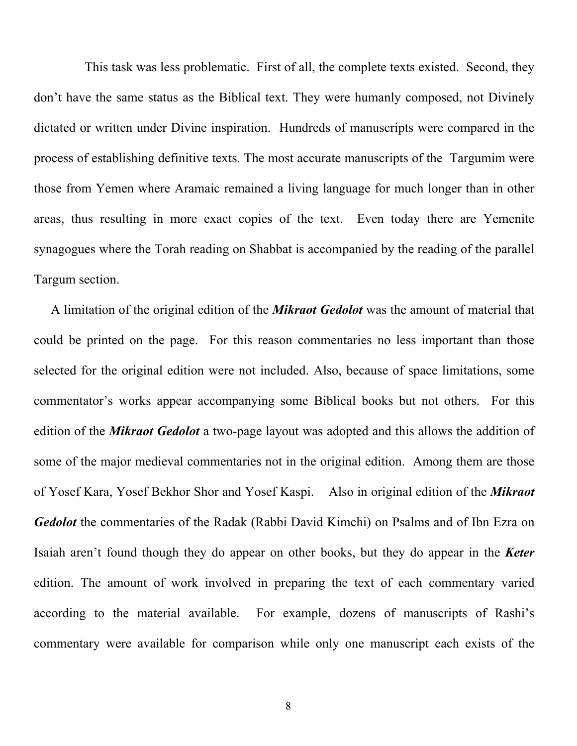This task was less problematic. First of all, the complete texts existed. Second, they don't have the same status as the Biblical text. They were humanly composed, not Divinely dictated or written under Divine inspiration. Hundreds of manuscripts were compared in the process of establishing definitive texts. The most accurate manuscripts of the Targumim were those from Yemen where Aramaic remained a living language for much longer than in other areas, thus resulting in more exact copies of the text. Even today there are Yemenite synagogues where the Torah reading on Shabbat is accompanied by the reading of the parallel Targum section.

A limitation of the original edition of the ***Mikraot Gedolot*** was the amount of material that could be printed on the page. For this reason commentaries no less important than those selected for the original edition were not included. Also, because of space limitations, some commentator's works appear accompanying some Biblical books but not others. For this edition of the ***Mikraot Gedolot*** a two-page layout was adopted and this allows the addition of some of the major medieval commentaries not in the original edition. Among them are those of Yosef Kara, Yosef Bekhor Shor and Yosef Kaspi. Also in original edition of the ***Mikraot Gedolot*** the commentaries of the Radak (Rabbi David Kimchi) on Psalms and of Ibn Ezra on Isaiah aren't found though they do appear on other books, but they do appear in the ***Keter*** edition. The amount of work involved in preparing the text of each commentary varied according to the material available. For example, dozens of manuscripts of Rashi's commentary were available for comparison while only one manuscript each exists of the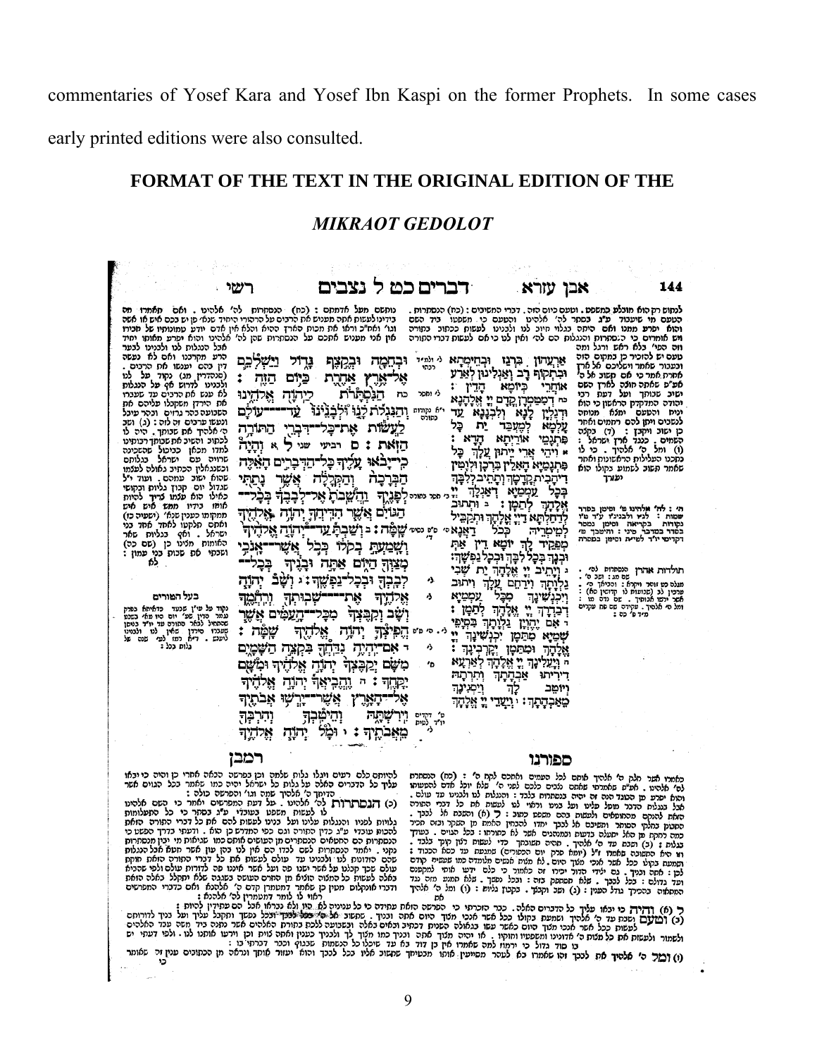commentaries of Yosef Kara and Yosef Ibn Kaspi on the former Prophets. In some cases early printed editions were also consulted.

## FORMAT OF THE TEXT IN THE ORIGINAL EDITION OF THE *MIKRAOT GEDOLOT*

רש"י — דברים כט ל נצבים — אבן עזרא

רמבן

ספורנו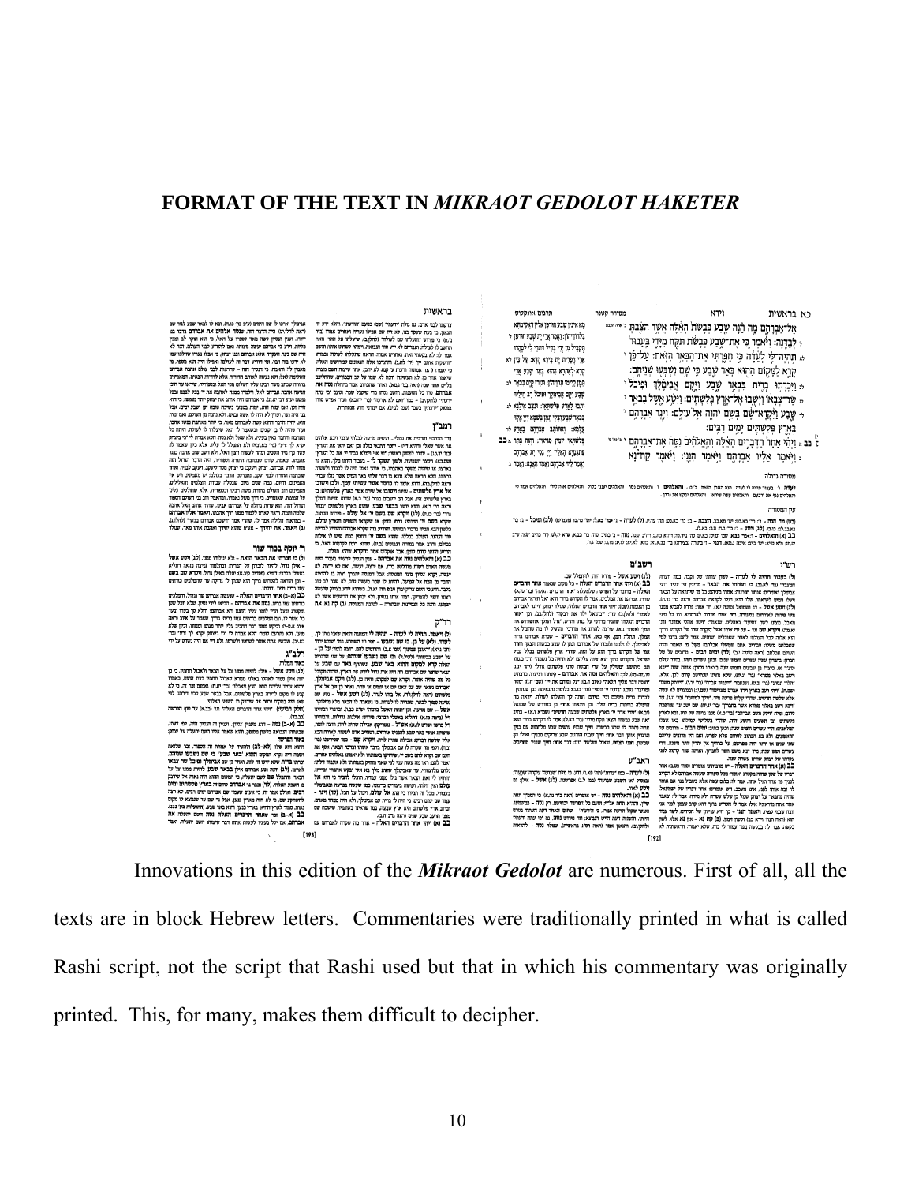# FORMAT OF THE TEXT IN *MIKRAOT GEDOLOT HAKETER*

Innovations in this edition of the ***Mikraot Gedolot*** are numerous. First of all, all the texts are in block Hebrew letters. Commentaries were traditionally printed in what is called Rashi script, not the script that Rashi used but that in which his commentary was originally printed. This, for many, makes them difficult to decipher.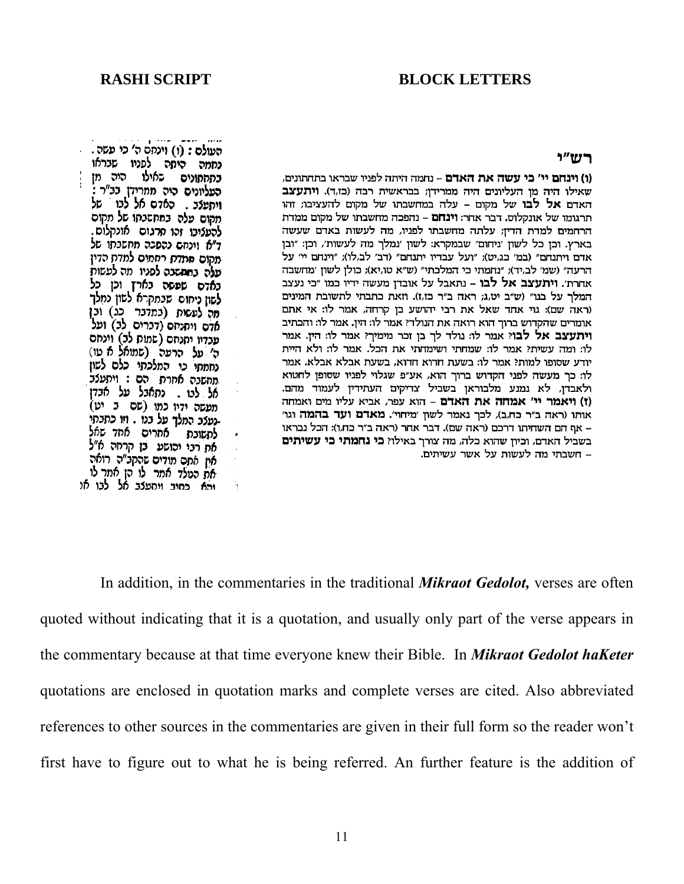**RASHI SCRIPT**

העולם: (ו) וינחם ה' כי עשה. נחמה היתה לפניו שבראו בתחתונים שאילו היה מן העליונים היה ממרידן בב"ר: ויתעצב. האדם אל לבו של מקום עלה במחשבתו של מקום להעציבו זהו תרגום אונקלוס. ד"א וינחם נהפכה מחשבתו של מקום ממדת רחמים למדת הדין עלה במחשבה לפניו מה לעשות באדם שעשה בארץ וכן כל לשון ניחום שבמקרא לשון נמלך מה לעשות (במדבר כג) ובן אדם ויתנחם (דברים לב) ועל עבדיו יתנחם (שמות לב) וינחם ה' על הרעה (שמואל א טו) נחמתי כי המלכתי כלם לשון מחשבה אחרת הם: ויתעצב אל לבו. נתאבל על אבדן מעשה ידיו כמו (שם ב יט) נעצב המלך על בנו. וזו כתבתי לתשובת אחרים אחד שאל את רבי יהושע בן קרחה א"ל אין אתם מודים שהקב"ה רואה את הנולד אמר לו הן אמר לו והא כתיב ויתעצב אל לבו א"ל

**BLOCK LETTERS**

## רש"י

**(ו) וינחם יי' כי עשה את האדם** – נחמה היתה לפניו שבראו בתחתונים, שאילו היה מן העליונים היה ממרידן; בבראשית רבה (כז,ד). **ויתעצב** האדם **אל לבו** של מקום – עלה במחשבתו של מקום להעציבו; זהו תרגומו של אונקלוס. דבר אחר: **וינחם** – נהפכה מחשבתו של מקום ממדת הרחמים למדת הדין; עלתה מחשבתו לפניו, מה לעשות באדם שעשה בארץ. וכן כל לשון 'ניחום' שבמקרא: לשון 'נמלך' מה לעשות, וכן: "ובן אדם ויתנחם" (במ' כג,יט); "ועל עבדיו יתנחם" (דב' לב,לו); "וינחם יי' על הרעה" (שמ' לב,יד); "נחמתי כי המלכתי" (ש"א טו,יא); כולן לשון 'מחשבה אחרת'. **ויתעצב אל לבו** – נתאבל על אובדן מעשה ידיו כמו "כי נעצב המלך על בנו" (ש"ב יט,ג; ראה ב"ר כז,ז). וזאת כתבתי לתשובת המינים (ראה שם): גוי אחד שאל את רבי יהושע בן קרחה, אמר לו: אי אתם אומרים שהקדוש ברוך הוא רואה את הנולד? אמר לו: הין. אמר לו: והכתיב **ויתעצב אל לבו**? אמר לו: נולד לך בן זכר מימיך? אמר לו: הין. אמר לו: ומה עשית? אמר לו: שמחתי ושימחתי את הכל. אמר לו: ולא היית יודע שסופו למות? אמר לו: בשעת חדוא חדוא, בשעת אבלא אבלא. אמר לו: כך מעשה לפני הקדוש ברוך הוא, אע"פ שגלוי לפניו שסופן לחטוא ולאבדן, לא נמנע מלבוראן בשביל צדיקים העתידין לעמוד מהם. **(ז) ויאמר יי' אמחה את האדם** – הוא עפר, אביא עליו מים ואמחה אותו (ראה ב"ר כח,ב), לכך נאמר לשון 'מיחוי'. **מאדם ועד בהמה** וגו' – אף הם השחיתו דרכם (ראה שם). דבר אחר (ראה ב"ר כח,ו): הכל נברא בשביל האדם, וכיון שהוא כלה, מה צורך באילו? **כי נחמתי כי עשיתים** – חשבתי מה לעשות על אשר עשיתים.

In addition, in the commentaries in the traditional ***Mikraot Gedolot,*** verses are often quoted without indicating that it is a quotation, and usually only part of the verse appears in the commentary because at that time everyone knew their Bible. In ***Mikraot Gedolot haKeter*** quotations are enclosed in quotation marks and complete verses are cited. Also abbreviated references to other sources in the commentaries are given in their full form so the reader won't first have to figure out to what he is being referred. An further feature is the addition of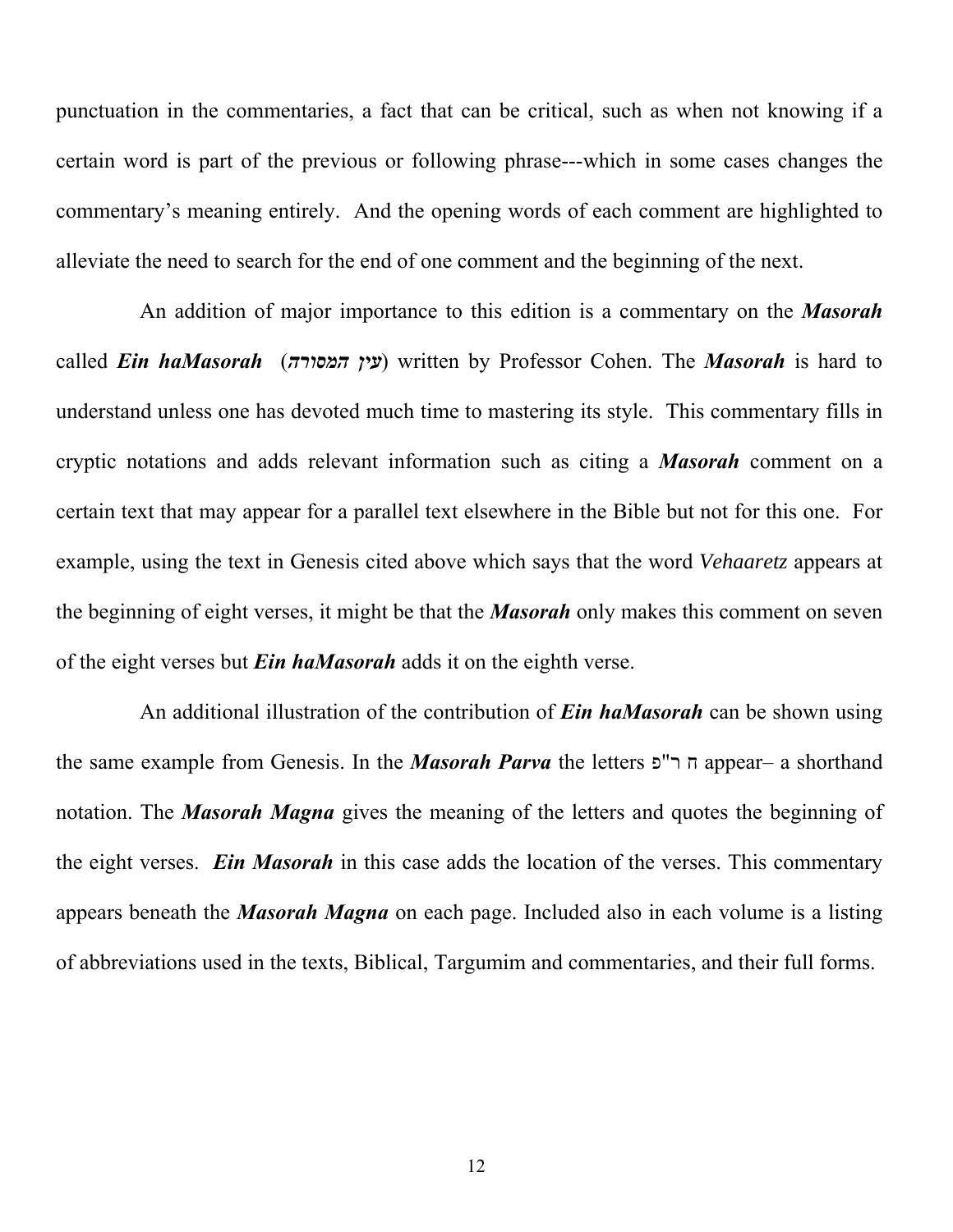punctuation in the commentaries, a fact that can be critical, such as when not knowing if a certain word is part of the previous or following phrase---which in some cases changes the commentary's meaning entirely. And the opening words of each comment are highlighted to alleviate the need to search for the end of one comment and the beginning of the next.

An addition of major importance to this edition is a commentary on the ***Masorah*** called ***Ein haMasorah*** (***עין המסורה***) written by Professor Cohen. The ***Masorah*** is hard to understand unless one has devoted much time to mastering its style. This commentary fills in cryptic notations and adds relevant information such as citing a ***Masorah*** comment on a certain text that may appear for a parallel text elsewhere in the Bible but not for this one. For example, using the text in Genesis cited above which says that the word *Vehaaretz* appears at the beginning of eight verses, it might be that the ***Masorah*** only makes this comment on seven of the eight verses but ***Ein haMasorah*** adds it on the eighth verse.

An additional illustration of the contribution of ***Ein haMasorah*** can be shown using the same example from Genesis. In the ***Masorah Parva*** the letters ח ר"פ appear– a shorthand notation. The ***Masorah Magna*** gives the meaning of the letters and quotes the beginning of the eight verses. ***Ein Masorah*** in this case adds the location of the verses. This commentary appears beneath the ***Masorah Magna*** on each page. Included also in each volume is a listing of abbreviations used in the texts, Biblical, Targumim and commentaries, and their full forms.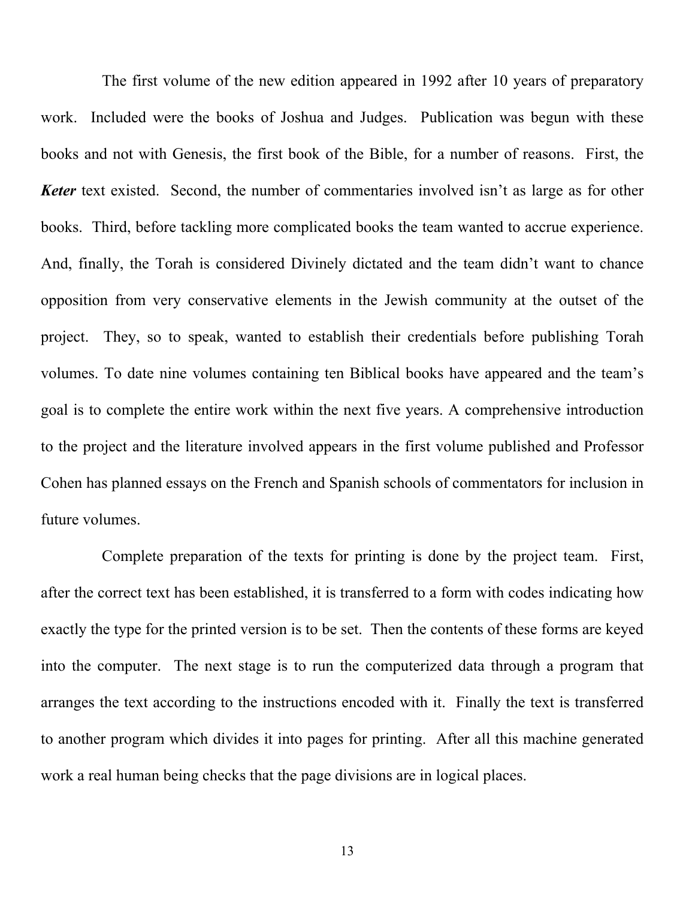The first volume of the new edition appeared in 1992 after 10 years of preparatory work. Included were the books of Joshua and Judges. Publication was begun with these books and not with Genesis, the first book of the Bible, for a number of reasons. First, the ***Keter*** text existed. Second, the number of commentaries involved isn't as large as for other books. Third, before tackling more complicated books the team wanted to accrue experience. And, finally, the Torah is considered Divinely dictated and the team didn't want to chance opposition from very conservative elements in the Jewish community at the outset of the project. They, so to speak, wanted to establish their credentials before publishing Torah volumes. To date nine volumes containing ten Biblical books have appeared and the team's goal is to complete the entire work within the next five years. A comprehensive introduction to the project and the literature involved appears in the first volume published and Professor Cohen has planned essays on the French and Spanish schools of commentators for inclusion in future volumes.

Complete preparation of the texts for printing is done by the project team. First, after the correct text has been established, it is transferred to a form with codes indicating how exactly the type for the printed version is to be set. Then the contents of these forms are keyed into the computer. The next stage is to run the computerized data through a program that arranges the text according to the instructions encoded with it. Finally the text is transferred to another program which divides it into pages for printing. After all this machine generated work a real human being checks that the page divisions are in logical places.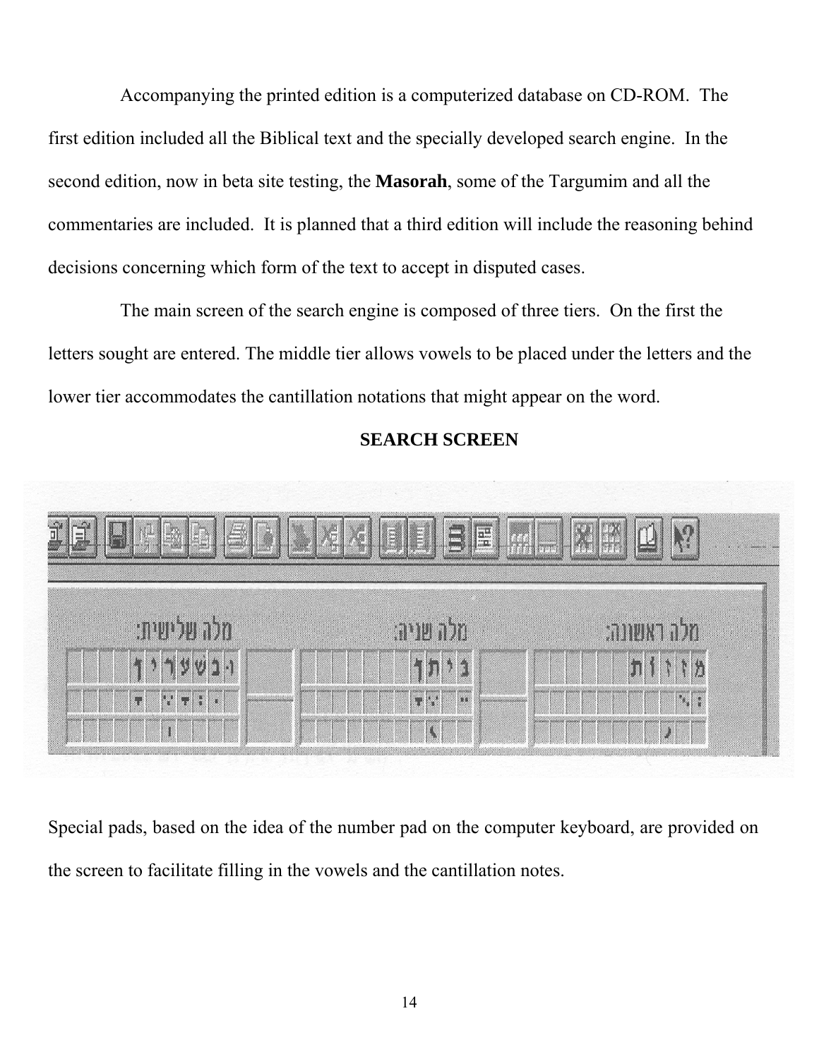Accompanying the printed edition is a computerized database on CD-ROM. The first edition included all the Biblical text and the specially developed search engine. In the second edition, now in beta site testing, the **Masorah**, some of the Targumim and all the commentaries are included. It is planned that a third edition will include the reasoning behind decisions concerning which form of the text to accept in disputed cases.

The main screen of the search engine is composed of three tiers. On the first the letters sought are entered. The middle tier allows vowels to be placed under the letters and the lower tier accommodates the cantillation notations that might appear on the word.

**SEARCH SCREEN**

Special pads, based on the idea of the number pad on the computer keyboard, are provided on the screen to facilitate filling in the vowels and the cantillation notes.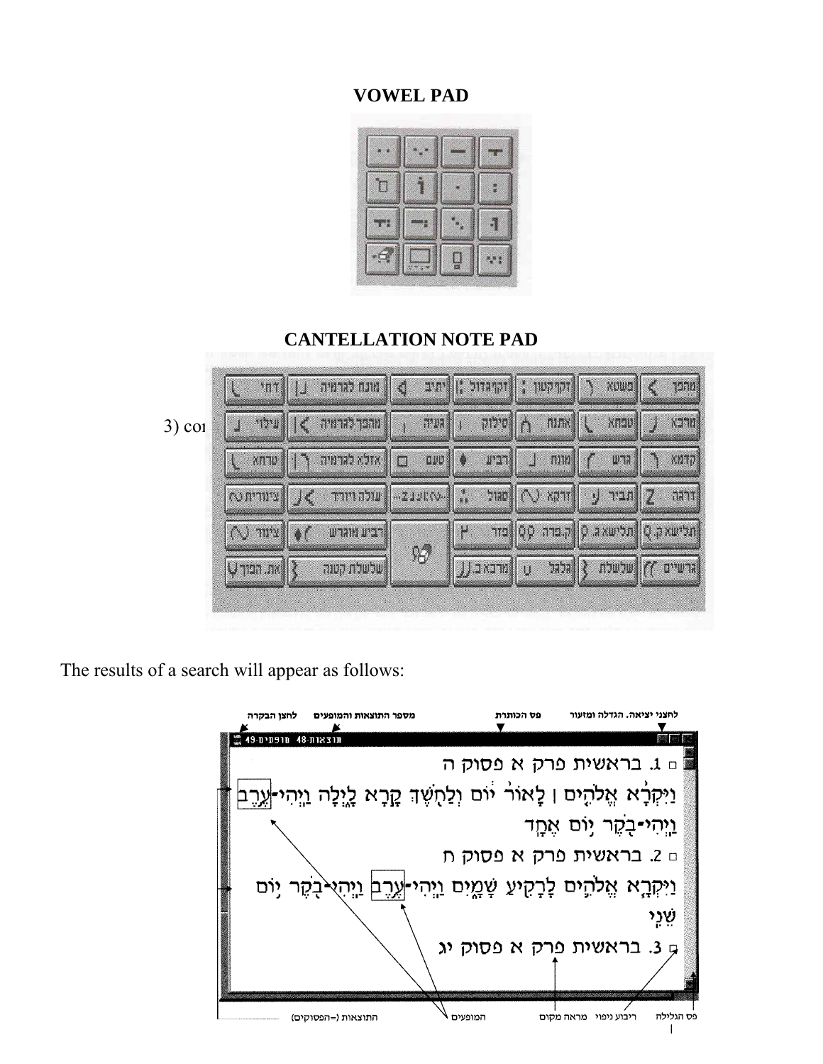**VOWEL PAD**

**CANTELLATION NOTE PAD**

3) co

The results of a search will appear as follows: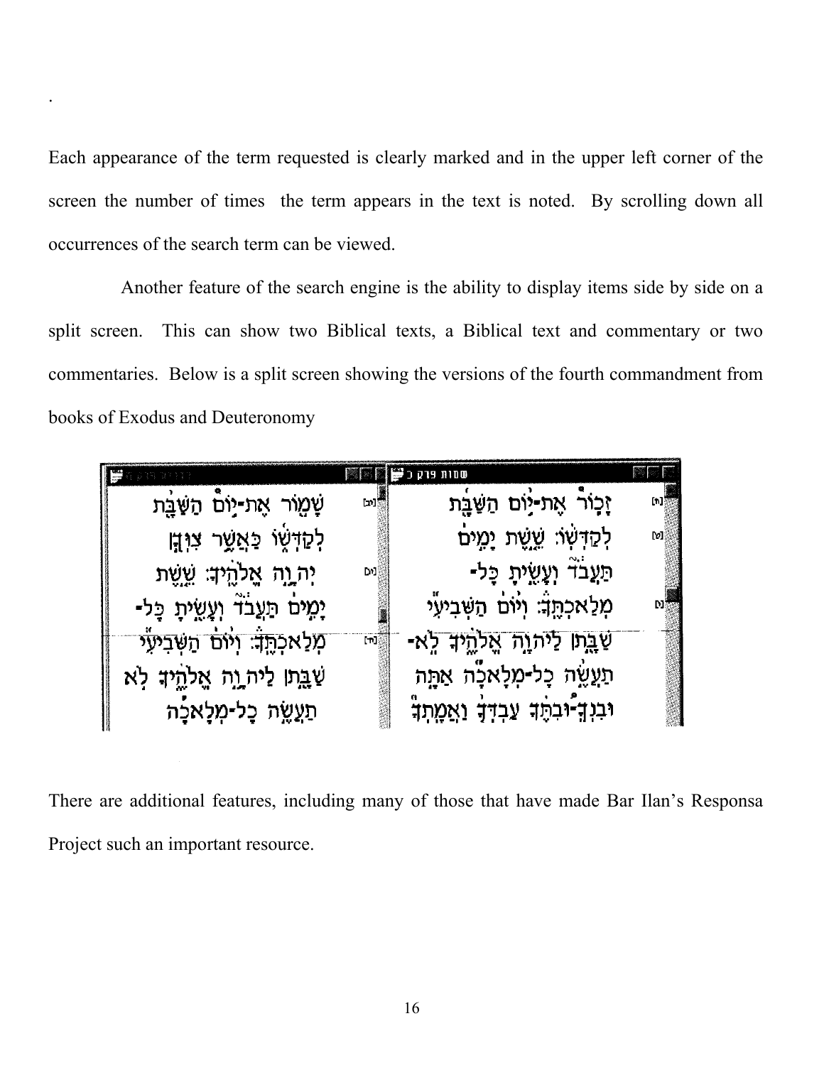.

Each appearance of the term requested is clearly marked and in the upper left corner of the screen the number of times the term appears in the text is noted. By scrolling down all occurrences of the search term can be viewed.

Another feature of the search engine is the ability to display items side by side on a split screen. This can show two Biblical texts, a Biblical text and commentary or two commentaries. Below is a split screen showing the versions of the fourth commandment from books of Exodus and Deuteronomy

There are additional features, including many of those that have made Bar Ilan's Responsa Project such an important resource.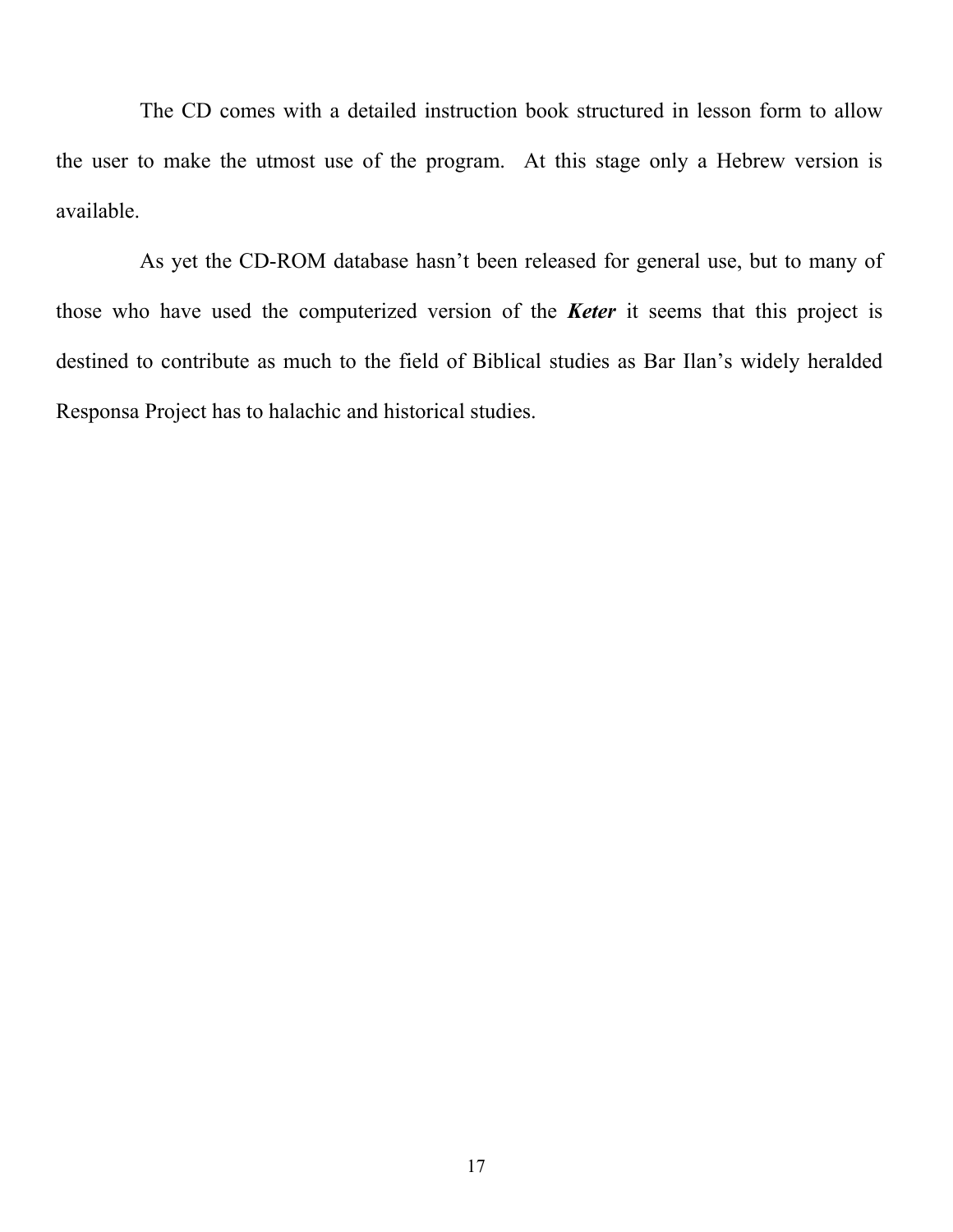The CD comes with a detailed instruction book structured in lesson form to allow the user to make the utmost use of the program. At this stage only a Hebrew version is available.

As yet the CD-ROM database hasn't been released for general use, but to many of those who have used the computerized version of the ***Keter*** it seems that this project is destined to contribute as much to the field of Biblical studies as Bar Ilan's widely heralded Responsa Project has to halachic and historical studies.